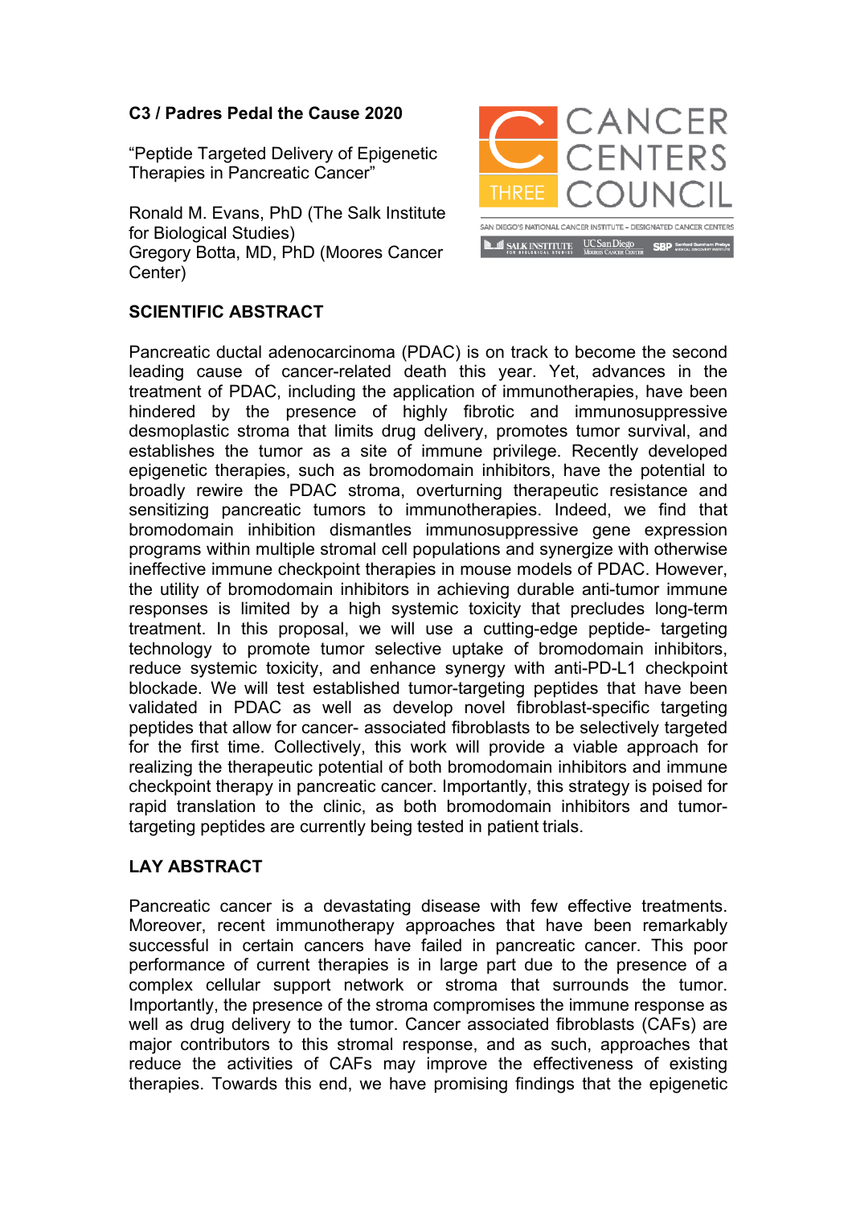**C3 / Padres Pedal the Cause 2020**

"Peptide Targeted Delivery of Epigenetic Therapies in Pancreatic Cancer"

Ronald M. Evans, PhD (The Salk Institute for Biological Studies)
Gregory Botta, MD, PhD (Moores Cancer Center)

## SCIENTIFIC ABSTRACT

Pancreatic ductal adenocarcinoma (PDAC) is on track to become the second leading cause of cancer-related death this year. Yet, advances in the treatment of PDAC, including the application of immunotherapies, have been hindered by the presence of highly fibrotic and immunosuppressive desmoplastic stroma that limits drug delivery, promotes tumor survival, and establishes the tumor as a site of immune privilege. Recently developed epigenetic therapies, such as bromodomain inhibitors, have the potential to broadly rewire the PDAC stroma, overturning therapeutic resistance and sensitizing pancreatic tumors to immunotherapies. Indeed, we find that bromodomain inhibition dismantles immunosuppressive gene expression programs within multiple stromal cell populations and synergize with otherwise ineffective immune checkpoint therapies in mouse models of PDAC. However, the utility of bromodomain inhibitors in achieving durable anti-tumor immune responses is limited by a high systemic toxicity that precludes long-term treatment. In this proposal, we will use a cutting-edge peptide- targeting technology to promote tumor selective uptake of bromodomain inhibitors, reduce systemic toxicity, and enhance synergy with anti-PD-L1 checkpoint blockade. We will test established tumor-targeting peptides that have been validated in PDAC as well as develop novel fibroblast-specific targeting peptides that allow for cancer- associated fibroblasts to be selectively targeted for the first time. Collectively, this work will provide a viable approach for realizing the therapeutic potential of both bromodomain inhibitors and immune checkpoint therapy in pancreatic cancer. Importantly, this strategy is poised for rapid translation to the clinic, as both bromodomain inhibitors and tumor-targeting peptides are currently being tested in patient trials.

## LAY ABSTRACT

Pancreatic cancer is a devastating disease with few effective treatments. Moreover, recent immunotherapy approaches that have been remarkably successful in certain cancers have failed in pancreatic cancer. This poor performance of current therapies is in large part due to the presence of a complex cellular support network or stroma that surrounds the tumor. Importantly, the presence of the stroma compromises the immune response as well as drug delivery to the tumor. Cancer associated fibroblasts (CAFs) are major contributors to this stromal response, and as such, approaches that reduce the activities of CAFs may improve the effectiveness of existing therapies. Towards this end, we have promising findings that the epigenetic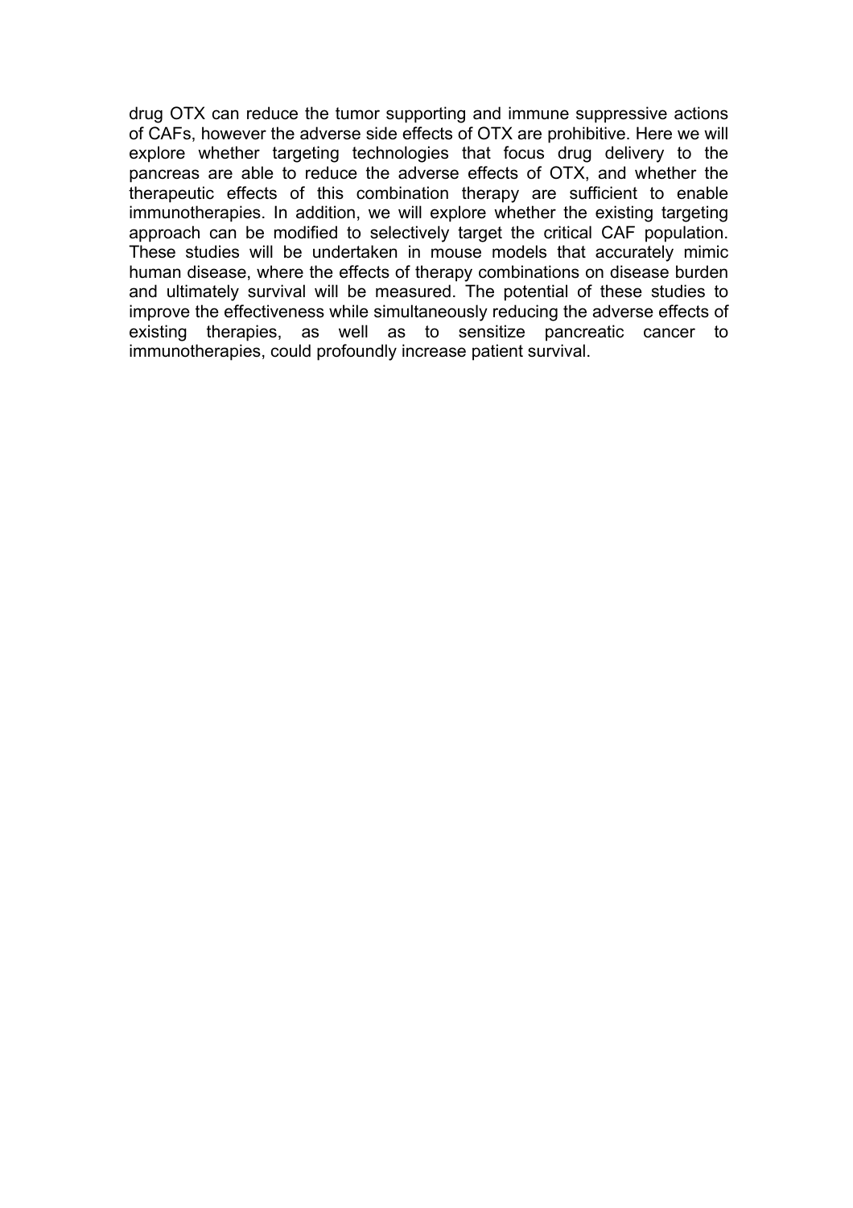drug OTX can reduce the tumor supporting and immune suppressive actions of CAFs, however the adverse side effects of OTX are prohibitive. Here we will explore whether targeting technologies that focus drug delivery to the pancreas are able to reduce the adverse effects of OTX, and whether the therapeutic effects of this combination therapy are sufficient to enable immunotherapies. In addition, we will explore whether the existing targeting approach can be modified to selectively target the critical CAF population. These studies will be undertaken in mouse models that accurately mimic human disease, where the effects of therapy combinations on disease burden and ultimately survival will be measured. The potential of these studies to improve the effectiveness while simultaneously reducing the adverse effects of existing therapies, as well as to sensitize pancreatic cancer to immunotherapies, could profoundly increase patient survival.